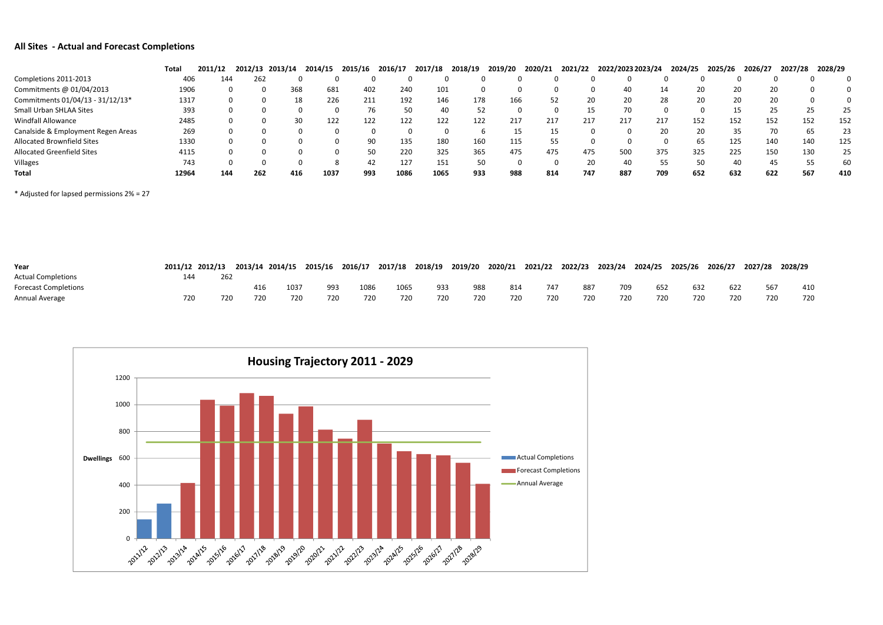**All Sites - Actual and Forecast Completions**

| | Total | 2011/12 | 2012/13 | 2013/14 | 2014/15 | 2015/16 | 2016/17 | 2017/18 | 2018/19 | 2019/20 | 2020/21 | 2021/22 | 2022/2023 | 2023/24 | 2024/25 | 2025/26 | 2026/27 | 2027/28 | 2028/29 |
|---|---|---|---|---|---|---|---|---|---|---|---|---|---|---|---|---|---|---|---|
| Completions 2011-2013 | 406 | 144 | 262 | 0 | 0 | 0 | 0 | 0 | 0 | 0 | 0 | 0 | 0 | 0 | 0 | 0 | 0 | 0 | 0 |
| Commitments @ 01/04/2013 | 1906 | 0 | 0 | 368 | 681 | 402 | 240 | 101 | 0 | 0 | 0 | 0 | 40 | 14 | 20 | 20 | 20 | 0 | 0 |
| Commitments 01/04/13 - 31/12/13* | 1317 | 0 | 0 | 18 | 226 | 211 | 192 | 146 | 178 | 166 | 52 | 20 | 20 | 28 | 20 | 20 | 20 | 0 | 0 |
| Small Urban SHLAA Sites | 393 | 0 | 0 | 0 | 0 | 76 | 50 | 40 | 52 | 0 | 0 | 15 | 70 | 0 | 0 | 15 | 25 | 25 | 25 |
| Windfall Allowance | 2485 | 0 | 0 | 30 | 122 | 122 | 122 | 122 | 122 | 217 | 217 | 217 | 217 | 217 | 152 | 152 | 152 | 152 | 152 |
| Canalside & Employment Regen Areas | 269 | 0 | 0 | 0 | 0 | 0 | 0 | 0 | 6 | 15 | 15 | 0 | 0 | 20 | 20 | 35 | 70 | 65 | 23 |
| Allocated Brownfield Sites | 1330 | 0 | 0 | 0 | 0 | 90 | 135 | 180 | 160 | 115 | 55 | 0 | 0 | 0 | 65 | 125 | 140 | 140 | 125 |
| Allocated Greenfield Sites | 4115 | 0 | 0 | 0 | 0 | 50 | 220 | 325 | 365 | 475 | 475 | 475 | 500 | 375 | 325 | 225 | 150 | 130 | 25 |
| Villages | 743 | 0 | 0 | 0 | 8 | 42 | 127 | 151 | 50 | 0 | 0 | 20 | 40 | 55 | 50 | 40 | 45 | 55 | 60 |
| **Total** | **12964** | **144** | **262** | **416** | **1037** | **993** | **1086** | **1065** | **933** | **988** | **814** | **747** | **887** | **709** | **652** | **632** | **622** | **567** | **410** |

* Adjusted for lapsed permissions 2% = 27

| Year | 2011/12 | 2012/13 | 2013/14 | 2014/15 | 2015/16 | 2016/17 | 2017/18 | 2018/19 | 2019/20 | 2020/21 | 2021/22 | 2022/23 | 2023/24 | 2024/25 | 2025/26 | 2026/27 | 2027/28 | 2028/29 |
|---|---|---|---|---|---|---|---|---|---|---|---|---|---|---|---|---|---|---|
| Actual Completions | 144 | 262 | | | | | | | | | | | | | | | | |
| Forecast Completions | | | 416 | 1037 | 993 | 1086 | 1065 | 933 | 988 | 814 | 747 | 887 | 709 | 652 | 632 | 622 | 567 | 410 |
| Annual Average | 720 | 720 | 720 | 720 | 720 | 720 | 720 | 720 | 720 | 720 | 720 | 720 | 720 | 720 | 720 | 720 | 720 | 720 |

**Housing Trajectory 2011 - 2029**

| Year | Actual Completions | Forecast Completions | Annual Average |
|---|---|---|---|
| 2011/12 | 144 | | 720 |
| 2012/13 | 262 | | 720 |
| 2013/14 | | 416 | 720 |
| 2014/15 | | 1037 | 720 |
| 2015/16 | | 993 | 720 |
| 2016/17 | | 1086 | 720 |
| 2017/18 | | 1065 | 720 |
| 2018/19 | | 933 | 720 |
| 2019/20 | | 988 | 720 |
| 2020/21 | | 814 | 720 |
| 2021/22 | | 747 | 720 |
| 2022/23 | | 887 | 720 |
| 2023/24 | | 709 | 720 |
| 2024/25 | | 652 | 720 |
| 2025/26 | | 632 | 720 |
| 2026/27 | | 622 | 720 |
| 2027/28 | | 567 | 720 |
| 2028/29 | | 410 | 720 |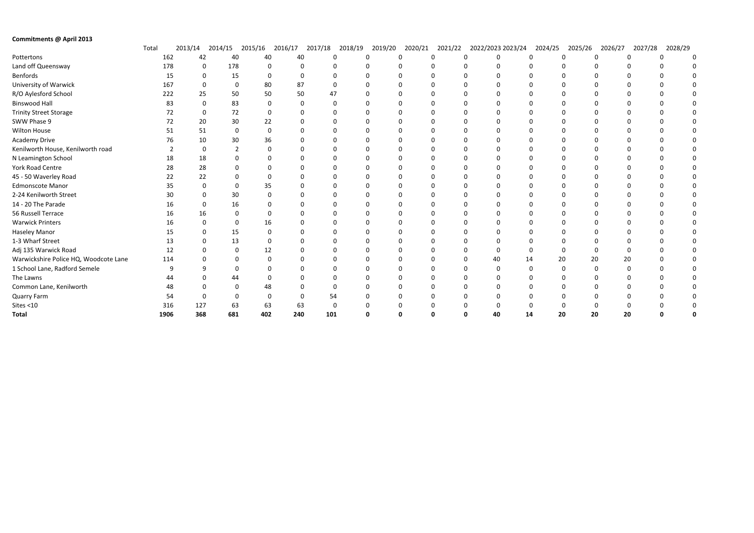**Commitments @ April 2013**

| | Total | 2013/14 | 2014/15 | 2015/16 | 2016/17 | 2017/18 | 2018/19 | 2019/20 | 2020/21 | 2021/22 | 2022/2023 | 2023/24 | 2024/25 | 2025/26 | 2026/27 | 2027/28 | 2028/29 |
|---|---|---|---|---|---|---|---|---|---|---|---|---|---|---|---|---|---|
| Pottertons | 162 | 42 | 40 | 40 | 40 | 0 | 0 | 0 | 0 | 0 | 0 | 0 | 0 | 0 | 0 | 0 | 0 |
| Land off Queensway | 178 | 0 | 178 | 0 | 0 | 0 | 0 | 0 | 0 | 0 | 0 | 0 | 0 | 0 | 0 | 0 | 0 |
| Benfords | 15 | 0 | 15 | 0 | 0 | 0 | 0 | 0 | 0 | 0 | 0 | 0 | 0 | 0 | 0 | 0 | 0 |
| University of Warwick | 167 | 0 | 0 | 80 | 87 | 0 | 0 | 0 | 0 | 0 | 0 | 0 | 0 | 0 | 0 | 0 | 0 |
| R/O Aylesford School | 222 | 25 | 50 | 50 | 50 | 47 | 0 | 0 | 0 | 0 | 0 | 0 | 0 | 0 | 0 | 0 | 0 |
| Binswood Hall | 83 | 0 | 83 | 0 | 0 | 0 | 0 | 0 | 0 | 0 | 0 | 0 | 0 | 0 | 0 | 0 | 0 |
| Trinity Street Storage | 72 | 0 | 72 | 0 | 0 | 0 | 0 | 0 | 0 | 0 | 0 | 0 | 0 | 0 | 0 | 0 | 0 |
| SWW Phase 9 | 72 | 20 | 30 | 22 | 0 | 0 | 0 | 0 | 0 | 0 | 0 | 0 | 0 | 0 | 0 | 0 | 0 |
| Wilton House | 51 | 51 | 0 | 0 | 0 | 0 | 0 | 0 | 0 | 0 | 0 | 0 | 0 | 0 | 0 | 0 | 0 |
| Academy Drive | 76 | 10 | 30 | 36 | 0 | 0 | 0 | 0 | 0 | 0 | 0 | 0 | 0 | 0 | 0 | 0 | 0 |
| Kenilworth House, Kenilworth road | 2 | 0 | 2 | 0 | 0 | 0 | 0 | 0 | 0 | 0 | 0 | 0 | 0 | 0 | 0 | 0 | 0 |
| N Leamington School | 18 | 18 | 0 | 0 | 0 | 0 | 0 | 0 | 0 | 0 | 0 | 0 | 0 | 0 | 0 | 0 | 0 |
| York Road Centre | 28 | 28 | 0 | 0 | 0 | 0 | 0 | 0 | 0 | 0 | 0 | 0 | 0 | 0 | 0 | 0 | 0 |
| 45 - 50 Waverley Road | 22 | 22 | 0 | 0 | 0 | 0 | 0 | 0 | 0 | 0 | 0 | 0 | 0 | 0 | 0 | 0 | 0 |
| Edmonscote Manor | 35 | 0 | 0 | 35 | 0 | 0 | 0 | 0 | 0 | 0 | 0 | 0 | 0 | 0 | 0 | 0 | 0 |
| 2-24 Kenilworth Street | 30 | 0 | 30 | 0 | 0 | 0 | 0 | 0 | 0 | 0 | 0 | 0 | 0 | 0 | 0 | 0 | 0 |
| 14 - 20 The Parade | 16 | 0 | 16 | 0 | 0 | 0 | 0 | 0 | 0 | 0 | 0 | 0 | 0 | 0 | 0 | 0 | 0 |
| 56 Russell Terrace | 16 | 16 | 0 | 0 | 0 | 0 | 0 | 0 | 0 | 0 | 0 | 0 | 0 | 0 | 0 | 0 | 0 |
| Warwick Printers | 16 | 0 | 0 | 16 | 0 | 0 | 0 | 0 | 0 | 0 | 0 | 0 | 0 | 0 | 0 | 0 | 0 |
| Haseley Manor | 15 | 0 | 15 | 0 | 0 | 0 | 0 | 0 | 0 | 0 | 0 | 0 | 0 | 0 | 0 | 0 | 0 |
| 1-3 Wharf Street | 13 | 0 | 13 | 0 | 0 | 0 | 0 | 0 | 0 | 0 | 0 | 0 | 0 | 0 | 0 | 0 | 0 |
| Adj 135 Warwick Road | 12 | 0 | 0 | 12 | 0 | 0 | 0 | 0 | 0 | 0 | 0 | 0 | 0 | 0 | 0 | 0 | 0 |
| Warwickshire Police HQ, Woodcote Lane | 114 | 0 | 0 | 0 | 0 | 0 | 0 | 0 | 0 | 0 | 40 | 14 | 20 | 20 | 20 | 0 | 0 |
| 1 School Lane, Radford Semele | 9 | 9 | 0 | 0 | 0 | 0 | 0 | 0 | 0 | 0 | 0 | 0 | 0 | 0 | 0 | 0 | 0 |
| The Lawns | 44 | 0 | 44 | 0 | 0 | 0 | 0 | 0 | 0 | 0 | 0 | 0 | 0 | 0 | 0 | 0 | 0 |
| Common Lane, Kenilworth | 48 | 0 | 0 | 48 | 0 | 0 | 0 | 0 | 0 | 0 | 0 | 0 | 0 | 0 | 0 | 0 | 0 |
| Quarry Farm | 54 | 0 | 0 | 0 | 0 | 54 | 0 | 0 | 0 | 0 | 0 | 0 | 0 | 0 | 0 | 0 | 0 |
| Sites <10 | 316 | 127 | 63 | 63 | 63 | 0 | 0 | 0 | 0 | 0 | 0 | 0 | 0 | 0 | 0 | 0 | 0 |
| **Total** | **1906** | **368** | **681** | **402** | **240** | **101** | **0** | **0** | **0** | **0** | **40** | **14** | **20** | **20** | **20** | **0** | **0** |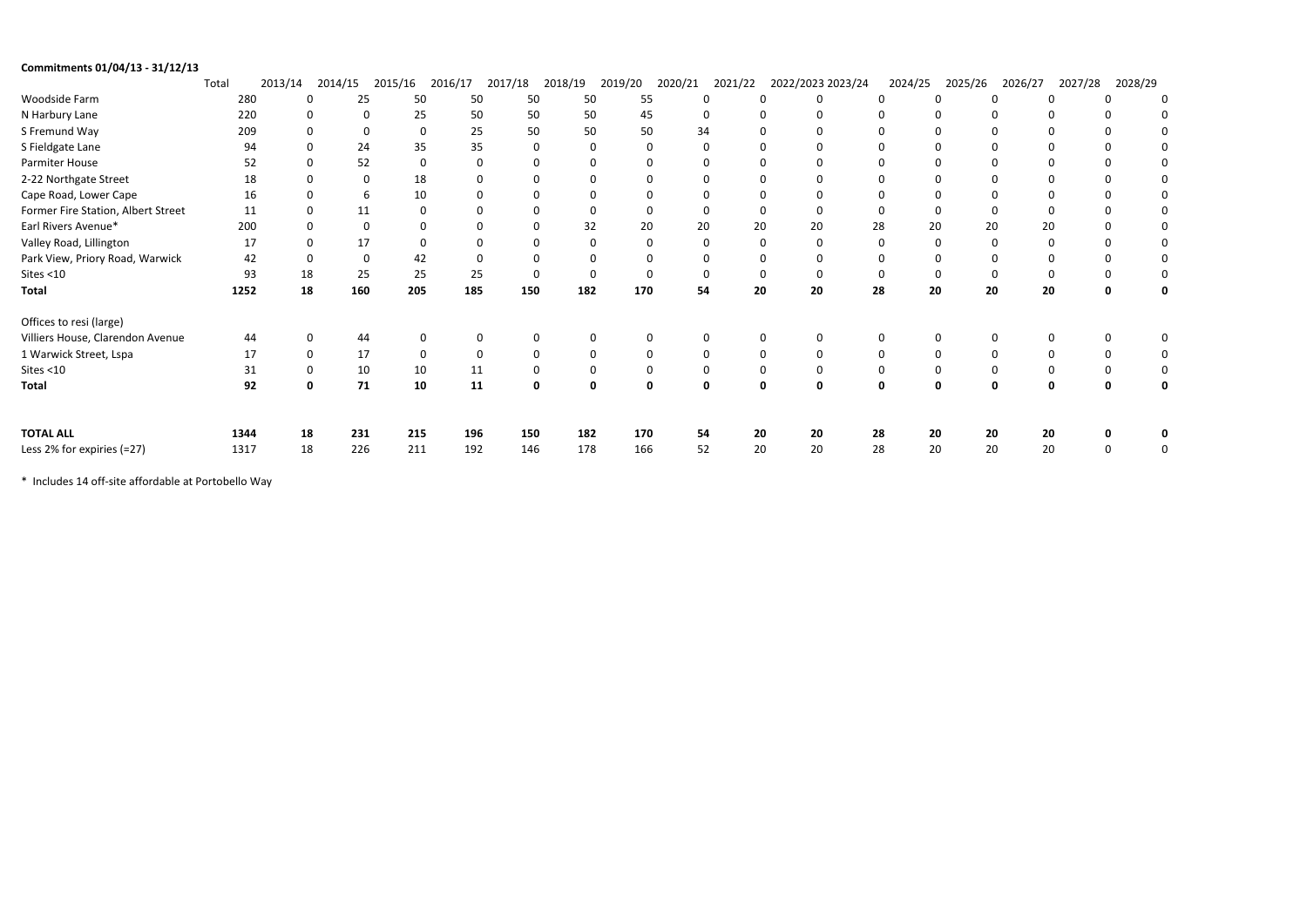**Commitments 01/04/13 - 31/12/13**

| | Total | 2013/14 | 2014/15 | 2015/16 | 2016/17 | 2017/18 | 2018/19 | 2019/20 | 2020/21 | 2021/22 | 2022/2023 | 2023/24 | 2024/25 | 2025/26 | 2026/27 | 2027/28 | 2028/29 |
|---|---|---|---|---|---|---|---|---|---|---|---|---|---|---|---|---|---|
| Woodside Farm | 280 | 0 | 25 | 50 | 50 | 50 | 50 | 55 | 0 | 0 | 0 | 0 | 0 | 0 | 0 | 0 | 0 |
| N Harbury Lane | 220 | 0 | 0 | 25 | 50 | 50 | 50 | 45 | 0 | 0 | 0 | 0 | 0 | 0 | 0 | 0 | 0 |
| S Fremund Way | 209 | 0 | 0 | 0 | 25 | 50 | 50 | 50 | 34 | 0 | 0 | 0 | 0 | 0 | 0 | 0 | 0 |
| S Fieldgate Lane | 94 | 0 | 24 | 35 | 35 | 0 | 0 | 0 | 0 | 0 | 0 | 0 | 0 | 0 | 0 | 0 | 0 |
| Parmiter House | 52 | 0 | 52 | 0 | 0 | 0 | 0 | 0 | 0 | 0 | 0 | 0 | 0 | 0 | 0 | 0 | 0 |
| 2-22 Northgate Street | 18 | 0 | 0 | 18 | 0 | 0 | 0 | 0 | 0 | 0 | 0 | 0 | 0 | 0 | 0 | 0 | 0 |
| Cape Road, Lower Cape | 16 | 0 | 6 | 10 | 0 | 0 | 0 | 0 | 0 | 0 | 0 | 0 | 0 | 0 | 0 | 0 | 0 |
| Former Fire Station, Albert Street | 11 | 0 | 11 | 0 | 0 | 0 | 0 | 0 | 0 | 0 | 0 | 0 | 0 | 0 | 0 | 0 | 0 |
| Earl Rivers Avenue* | 200 | 0 | 0 | 0 | 0 | 0 | 32 | 20 | 20 | 20 | 20 | 28 | 20 | 20 | 20 | 0 | 0 |
| Valley Road, Lillington | 17 | 0 | 17 | 0 | 0 | 0 | 0 | 0 | 0 | 0 | 0 | 0 | 0 | 0 | 0 | 0 | 0 |
| Park View, Priory Road, Warwick | 42 | 0 | 0 | 42 | 0 | 0 | 0 | 0 | 0 | 0 | 0 | 0 | 0 | 0 | 0 | 0 | 0 |
| Sites <10 | 93 | 18 | 25 | 25 | 25 | 0 | 0 | 0 | 0 | 0 | 0 | 0 | 0 | 0 | 0 | 0 | 0 |
| **Total** | **1252** | **18** | **160** | **205** | **185** | **150** | **182** | **170** | **54** | **20** | **20** | **28** | **20** | **20** | **20** | **0** | **0** |
| Offices to resi (large) | | | | | | | | | | | | | | | | | |
| Villiers House, Clarendon Avenue | 44 | 0 | 44 | 0 | 0 | 0 | 0 | 0 | 0 | 0 | 0 | 0 | 0 | 0 | 0 | 0 | 0 |
| 1 Warwick Street, Lspa | 17 | 0 | 17 | 0 | 0 | 0 | 0 | 0 | 0 | 0 | 0 | 0 | 0 | 0 | 0 | 0 | 0 |
| Sites <10 | 31 | 0 | 10 | 10 | 11 | 0 | 0 | 0 | 0 | 0 | 0 | 0 | 0 | 0 | 0 | 0 | 0 |
| **Total** | **92** | **0** | **71** | **10** | **11** | **0** | **0** | **0** | **0** | **0** | **0** | **0** | **0** | **0** | **0** | **0** | **0** |
| **TOTAL ALL** | **1344** | **18** | **231** | **215** | **196** | **150** | **182** | **170** | **54** | **20** | **20** | **28** | **20** | **20** | **20** | **0** | **0** |
| Less 2% for expiries (=27) | 1317 | 18 | 226 | 211 | 192 | 146 | 178 | 166 | 52 | 20 | 20 | 28 | 20 | 20 | 20 | 0 | 0 |

\* Includes 14 off-site affordable at Portobello Way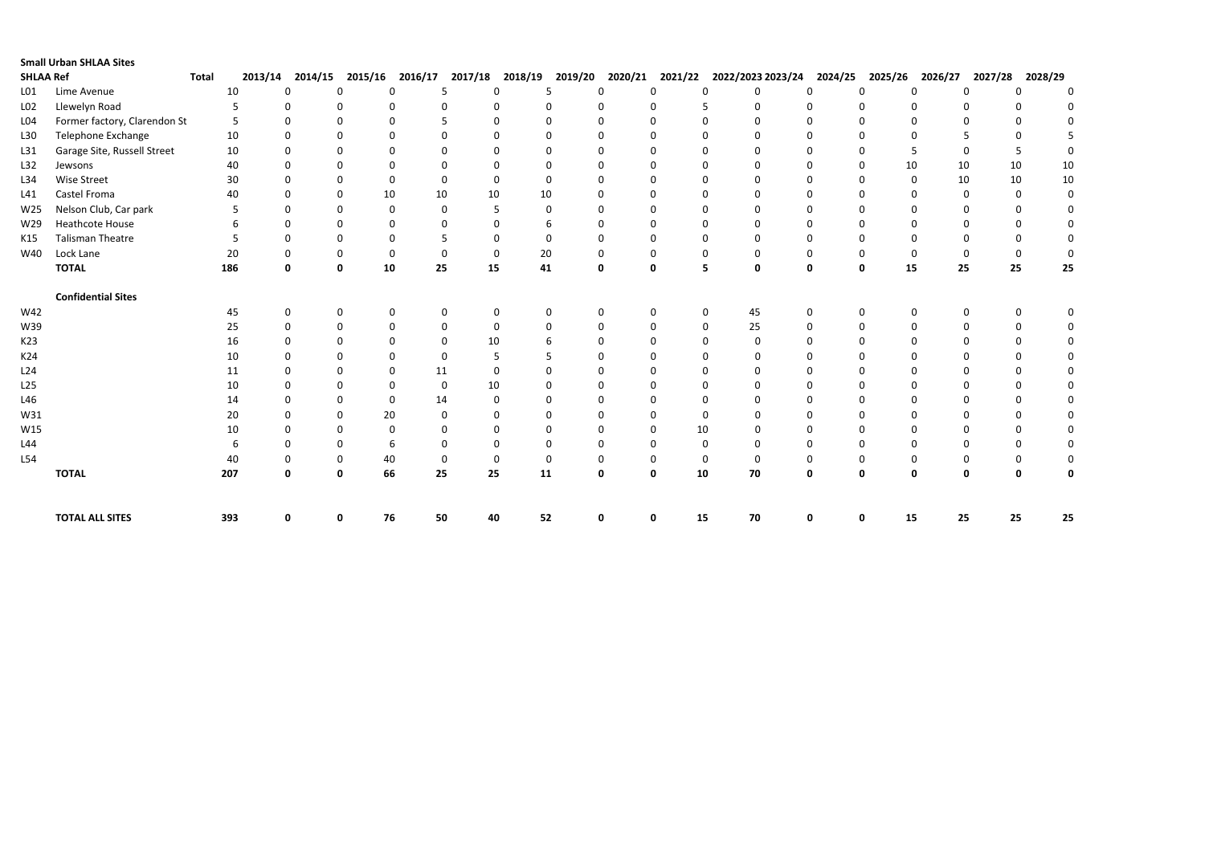**Small Urban SHLAA Sites**

| SHLAA Ref | | Total | 2013/14 | 2014/15 | 2015/16 | 2016/17 | 2017/18 | 2018/19 | 2019/20 | 2020/21 | 2021/22 | 2022/2023 | 2023/24 | 2024/25 | 2025/26 | 2026/27 | 2027/28 | 2028/29 |
|---|---|---|---|---|---|---|---|---|---|---|---|---|---|---|---|---|---|---|
| L01 | Lime Avenue | 10 | 0 | 0 | 0 | 5 | 0 | 5 | 0 | 0 | 0 | 0 | 0 | 0 | 0 | 0 | 0 | 0 |
| L02 | Llewelyn Road | 5 | 0 | 0 | 0 | 0 | 0 | 0 | 0 | 0 | 5 | 0 | 0 | 0 | 0 | 0 | 0 | 0 |
| L04 | Former factory, Clarendon St | 5 | 0 | 0 | 0 | 5 | 0 | 0 | 0 | 0 | 0 | 0 | 0 | 0 | 0 | 0 | 0 | 0 |
| L30 | Telephone Exchange | 10 | 0 | 0 | 0 | 0 | 0 | 0 | 0 | 0 | 0 | 0 | 0 | 0 | 0 | 5 | 0 | 5 |
| L31 | Garage Site, Russell Street | 10 | 0 | 0 | 0 | 0 | 0 | 0 | 0 | 0 | 0 | 0 | 0 | 0 | 5 | 0 | 5 | 0 |
| L32 | Jewsons | 40 | 0 | 0 | 0 | 0 | 0 | 0 | 0 | 0 | 0 | 0 | 0 | 0 | 10 | 10 | 10 | 10 |
| L34 | Wise Street | 30 | 0 | 0 | 0 | 0 | 0 | 0 | 0 | 0 | 0 | 0 | 0 | 0 | 0 | 10 | 10 | 10 |
| L41 | Castel Froma | 40 | 0 | 0 | 10 | 10 | 10 | 10 | 0 | 0 | 0 | 0 | 0 | 0 | 0 | 0 | 0 | 0 |
| W25 | Nelson Club, Car park | 5 | 0 | 0 | 0 | 0 | 5 | 0 | 0 | 0 | 0 | 0 | 0 | 0 | 0 | 0 | 0 | 0 |
| W29 | Heathcote House | 6 | 0 | 0 | 0 | 0 | 0 | 6 | 0 | 0 | 0 | 0 | 0 | 0 | 0 | 0 | 0 | 0 |
| K15 | Talisman Theatre | 5 | 0 | 0 | 0 | 5 | 0 | 0 | 0 | 0 | 0 | 0 | 0 | 0 | 0 | 0 | 0 | 0 |
| W40 | Lock Lane | 20 | 0 | 0 | 0 | 0 | 0 | 20 | 0 | 0 | 0 | 0 | 0 | 0 | 0 | 0 | 0 | 0 |
| | **TOTAL** | **186** | **0** | **0** | **10** | **25** | **15** | **41** | **0** | **0** | **5** | **0** | **0** | **0** | **15** | **25** | **25** | **25** |
| | **Confidential Sites** | | | | | | | | | | | | | | | | | |
| W42 | | 45 | 0 | 0 | 0 | 0 | 0 | 0 | 0 | 0 | 0 | 45 | 0 | 0 | 0 | 0 | 0 | 0 |
| W39 | | 25 | 0 | 0 | 0 | 0 | 0 | 0 | 0 | 0 | 0 | 25 | 0 | 0 | 0 | 0 | 0 | 0 |
| K23 | | 16 | 0 | 0 | 0 | 0 | 10 | 6 | 0 | 0 | 0 | 0 | 0 | 0 | 0 | 0 | 0 | 0 |
| K24 | | 10 | 0 | 0 | 0 | 0 | 5 | 5 | 0 | 0 | 0 | 0 | 0 | 0 | 0 | 0 | 0 | 0 |
| L24 | | 11 | 0 | 0 | 0 | 11 | 0 | 0 | 0 | 0 | 0 | 0 | 0 | 0 | 0 | 0 | 0 | 0 |
| L25 | | 10 | 0 | 0 | 0 | 0 | 10 | 0 | 0 | 0 | 0 | 0 | 0 | 0 | 0 | 0 | 0 | 0 |
| L46 | | 14 | 0 | 0 | 0 | 14 | 0 | 0 | 0 | 0 | 0 | 0 | 0 | 0 | 0 | 0 | 0 | 0 |
| W31 | | 20 | 0 | 0 | 20 | 0 | 0 | 0 | 0 | 0 | 0 | 0 | 0 | 0 | 0 | 0 | 0 | 0 |
| W15 | | 10 | 0 | 0 | 0 | 0 | 0 | 0 | 0 | 0 | 10 | 0 | 0 | 0 | 0 | 0 | 0 | 0 |
| L44 | | 6 | 0 | 0 | 6 | 0 | 0 | 0 | 0 | 0 | 0 | 0 | 0 | 0 | 0 | 0 | 0 | 0 |
| L54 | | 40 | 0 | 0 | 40 | 0 | 0 | 0 | 0 | 0 | 0 | 0 | 0 | 0 | 0 | 0 | 0 | 0 |
| | **TOTAL** | **207** | **0** | **0** | **66** | **25** | **25** | **11** | **0** | **0** | **10** | **70** | **0** | **0** | **0** | **0** | **0** | **0** |
| | **TOTAL ALL SITES** | **393** | **0** | **0** | **76** | **50** | **40** | **52** | **0** | **0** | **15** | **70** | **0** | **0** | **15** | **25** | **25** | **25** |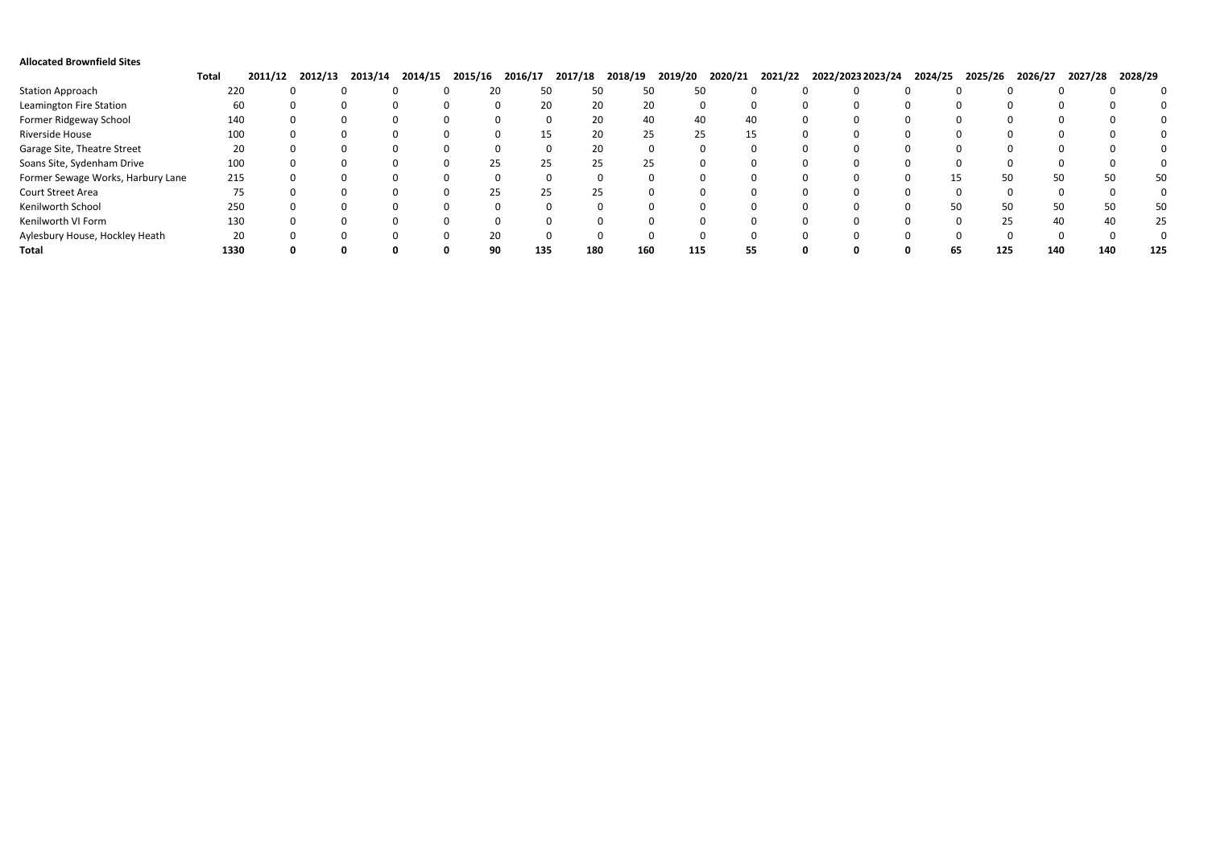**Allocated Brownfield Sites**

| | Total | 2011/12 | 2012/13 | 2013/14 | 2014/15 | 2015/16 | 2016/17 | 2017/18 | 2018/19 | 2019/20 | 2020/21 | 2021/22 | 2022/2023 | 2023/24 | 2024/25 | 2025/26 | 2026/27 | 2027/28 | 2028/29 |
|---|---|---|---|---|---|---|---|---|---|---|---|---|---|---|---|---|---|---|---|
| Station Approach | 220 | 0 | 0 | 0 | 0 | 20 | 50 | 50 | 50 | 50 | 0 | 0 | 0 | 0 | 0 | 0 | 0 | 0 | 0 |
| Leamington Fire Station | 60 | 0 | 0 | 0 | 0 | 0 | 20 | 20 | 20 | 0 | 0 | 0 | 0 | 0 | 0 | 0 | 0 | 0 | 0 |
| Former Ridgeway School | 140 | 0 | 0 | 0 | 0 | 0 | 0 | 20 | 40 | 40 | 40 | 0 | 0 | 0 | 0 | 0 | 0 | 0 | 0 |
| Riverside House | 100 | 0 | 0 | 0 | 0 | 0 | 15 | 20 | 25 | 25 | 15 | 0 | 0 | 0 | 0 | 0 | 0 | 0 | 0 |
| Garage Site, Theatre Street | 20 | 0 | 0 | 0 | 0 | 0 | 0 | 20 | 0 | 0 | 0 | 0 | 0 | 0 | 0 | 0 | 0 | 0 | 0 |
| Soans Site, Sydenham Drive | 100 | 0 | 0 | 0 | 0 | 25 | 25 | 25 | 25 | 0 | 0 | 0 | 0 | 0 | 0 | 0 | 0 | 0 | 0 |
| Former Sewage Works, Harbury Lane | 215 | 0 | 0 | 0 | 0 | 0 | 0 | 0 | 0 | 0 | 0 | 0 | 0 | 0 | 15 | 50 | 50 | 50 | 50 |
| Court Street Area | 75 | 0 | 0 | 0 | 0 | 25 | 25 | 25 | 0 | 0 | 0 | 0 | 0 | 0 | 0 | 0 | 0 | 0 | 0 |
| Kenilworth School | 250 | 0 | 0 | 0 | 0 | 0 | 0 | 0 | 0 | 0 | 0 | 0 | 0 | 0 | 50 | 50 | 50 | 50 | 50 |
| Kenilworth VI Form | 130 | 0 | 0 | 0 | 0 | 0 | 0 | 0 | 0 | 0 | 0 | 0 | 0 | 0 | 0 | 25 | 40 | 40 | 25 |
| Aylesbury House, Hockley Heath | 20 | 0 | 0 | 0 | 0 | 20 | 0 | 0 | 0 | 0 | 0 | 0 | 0 | 0 | 0 | 0 | 0 | 0 | 0 |
| **Total** | **1330** | **0** | **0** | **0** | **0** | **90** | **135** | **180** | **160** | **115** | **55** | **0** | **0** | **0** | **65** | **125** | **140** | **140** | **125** |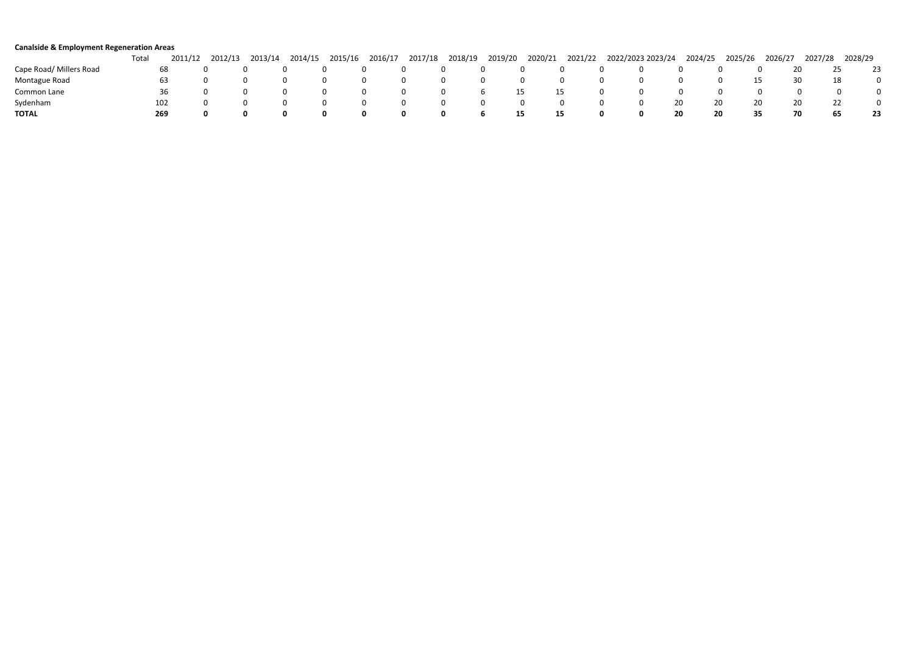**Canalside & Employment Regeneration Areas**

| | Total | 2011/12 | 2012/13 | 2013/14 | 2014/15 | 2015/16 | 2016/17 | 2017/18 | 2018/19 | 2019/20 | 2020/21 | 2021/22 | 2022/2023 | 2023/24 | 2024/25 | 2025/26 | 2026/27 | 2027/28 | 2028/29 |
|---|---|---|---|---|---|---|---|---|---|---|---|---|---|---|---|---|---|---|---|
| Cape Road/ Millers Road | 68 | 0 | 0 | 0 | 0 | 0 | 0 | 0 | 0 | 0 | 0 | 0 | 0 | 0 | 0 | 0 | 20 | 25 | 23 |
| Montague Road | 63 | 0 | 0 | 0 | 0 | 0 | 0 | 0 | 0 | 0 | 0 | 0 | 0 | 0 | 0 | 15 | 30 | 18 | 0 |
| Common Lane | 36 | 0 | 0 | 0 | 0 | 0 | 0 | 0 | 6 | 15 | 15 | 0 | 0 | 0 | 0 | 0 | 0 | 0 | 0 |
| Sydenham | 102 | 0 | 0 | 0 | 0 | 0 | 0 | 0 | 0 | 0 | 0 | 0 | 0 | 20 | 20 | 20 | 20 | 22 | 0 |
| **TOTAL** | **269** | **0** | **0** | **0** | **0** | **0** | **0** | **0** | **6** | **15** | **15** | **0** | **0** | **20** | **20** | **35** | **70** | **65** | **23** |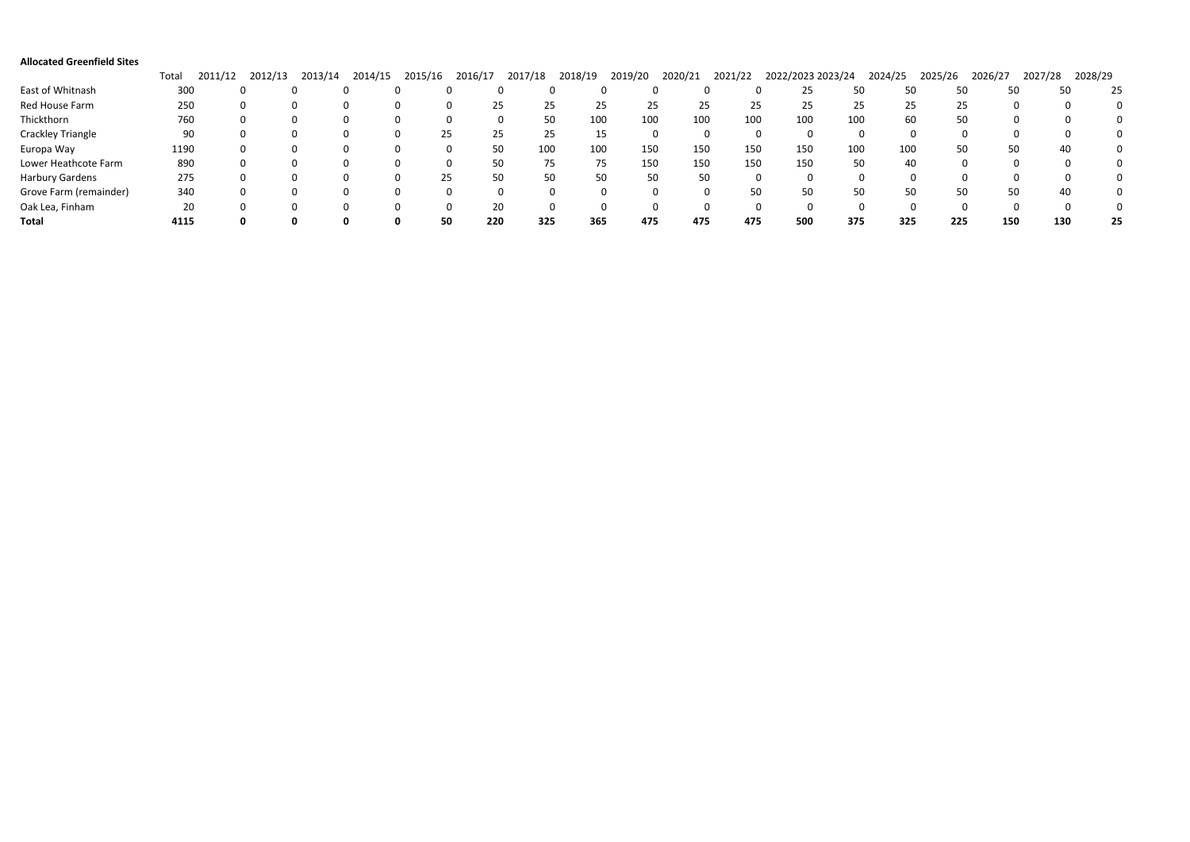**Allocated Greenfield Sites**

| | Total | 2011/12 | 2012/13 | 2013/14 | 2014/15 | 2015/16 | 2016/17 | 2017/18 | 2018/19 | 2019/20 | 2020/21 | 2021/22 | 2022/2023 | 2023/24 | 2024/25 | 2025/26 | 2026/27 | 2027/28 | 2028/29 |
|---|---|---|---|---|---|---|---|---|---|---|---|---|---|---|---|---|---|---|---|
| East of Whitnash | 300 | 0 | 0 | 0 | 0 | 0 | 0 | 0 | 0 | 0 | 0 | 0 | 25 | 50 | 50 | 50 | 50 | 50 | 25 |
| Red House Farm | 250 | 0 | 0 | 0 | 0 | 0 | 25 | 25 | 25 | 25 | 25 | 25 | 25 | 25 | 25 | 25 | 0 | 0 | 0 |
| Thickthorn | 760 | 0 | 0 | 0 | 0 | 0 | 0 | 50 | 100 | 100 | 100 | 100 | 100 | 100 | 60 | 50 | 0 | 0 | 0 |
| Crackley Triangle | 90 | 0 | 0 | 0 | 0 | 25 | 25 | 25 | 15 | 0 | 0 | 0 | 0 | 0 | 0 | 0 | 0 | 0 | 0 |
| Europa Way | 1190 | 0 | 0 | 0 | 0 | 0 | 50 | 100 | 100 | 150 | 150 | 150 | 150 | 100 | 100 | 50 | 50 | 40 | 0 |
| Lower Heathcote Farm | 890 | 0 | 0 | 0 | 0 | 0 | 50 | 75 | 75 | 150 | 150 | 150 | 150 | 50 | 40 | 0 | 0 | 0 | 0 |
| Harbury Gardens | 275 | 0 | 0 | 0 | 0 | 25 | 50 | 50 | 50 | 50 | 50 | 0 | 0 | 0 | 0 | 0 | 0 | 0 | 0 |
| Grove Farm (remainder) | 340 | 0 | 0 | 0 | 0 | 0 | 0 | 0 | 0 | 0 | 0 | 50 | 50 | 50 | 50 | 50 | 50 | 40 | 0 |
| Oak Lea, Finham | 20 | 0 | 0 | 0 | 0 | 0 | 20 | 0 | 0 | 0 | 0 | 0 | 0 | 0 | 0 | 0 | 0 | 0 | 0 |
| **Total** | **4115** | **0** | **0** | **0** | **0** | **50** | **220** | **325** | **365** | **475** | **475** | **475** | **500** | **375** | **325** | **225** | **150** | **130** | **25** |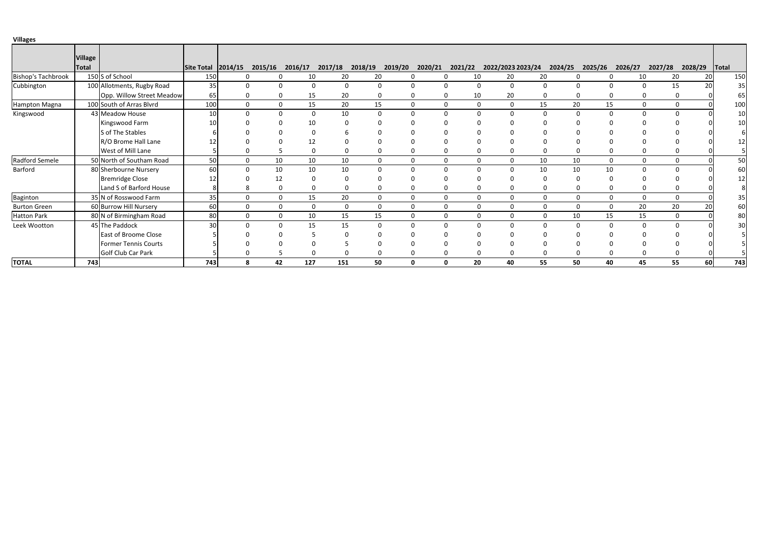**Villages**

| | Village Total | | Site Total | 2014/15 | 2015/16 | 2016/17 | 2017/18 | 2018/19 | 2019/20 | 2020/21 | 2021/22 | 2022/2023 | 2023/24 | 2024/25 | 2025/26 | 2026/27 | 2027/28 | 2028/29 | Total |
|---|---|---|---|---|---|---|---|---|---|---|---|---|---|---|---|---|---|---|---|
| Bishop's Tachbrook | 150 | S of School | 150 | 0 | 0 | 10 | 20 | 20 | 0 | 0 | 10 | 20 | 20 | 0 | 0 | 10 | 20 | 20 | 150 |
| Cubbington | 100 | Allotments, Rugby Road | 35 | 0 | 0 | 0 | 0 | 0 | 0 | 0 | 0 | 0 | 0 | 0 | 0 | 0 | 15 | 20 | 35 |
| | | Opp. Willow Street Meadow | 65 | 0 | 0 | 15 | 20 | 0 | 0 | 0 | 10 | 20 | 0 | 0 | 0 | 0 | 0 | 0 | 65 |
| Hampton Magna | 100 | South of Arras Blvrd | 100 | 0 | 0 | 15 | 20 | 15 | 0 | 0 | 0 | 0 | 15 | 20 | 15 | 0 | 0 | 0 | 100 |
| Kingswood | 43 | Meadow House | 10 | 0 | 0 | 0 | 10 | 0 | 0 | 0 | 0 | 0 | 0 | 0 | 0 | 0 | 0 | 0 | 10 |
| | | Kingswood Farm | 10 | 0 | 0 | 10 | 0 | 0 | 0 | 0 | 0 | 0 | 0 | 0 | 0 | 0 | 0 | 0 | 10 |
| | | S of The Stables | 6 | 0 | 0 | 0 | 6 | 0 | 0 | 0 | 0 | 0 | 0 | 0 | 0 | 0 | 0 | 0 | 6 |
| | | R/O Brome Hall Lane | 12 | 0 | 0 | 12 | 0 | 0 | 0 | 0 | 0 | 0 | 0 | 0 | 0 | 0 | 0 | 0 | 12 |
| | | West of Mill Lane | 5 | 0 | 5 | 0 | 0 | 0 | 0 | 0 | 0 | 0 | 0 | 0 | 0 | 0 | 0 | 0 | 5 |
| Radford Semele | 50 | North of Southam Road | 50 | 0 | 10 | 10 | 10 | 0 | 0 | 0 | 0 | 0 | 10 | 10 | 0 | 0 | 0 | 0 | 50 |
| Barford | 80 | Sherbourne Nursery | 60 | 0 | 10 | 10 | 10 | 0 | 0 | 0 | 0 | 0 | 10 | 10 | 10 | 0 | 0 | 0 | 60 |
| | | Bremridge Close | 12 | 0 | 12 | 0 | 0 | 0 | 0 | 0 | 0 | 0 | 0 | 0 | 0 | 0 | 0 | 0 | 12 |
| | | Land S of Barford House | 8 | 8 | 0 | 0 | 0 | 0 | 0 | 0 | 0 | 0 | 0 | 0 | 0 | 0 | 0 | 0 | 8 |
| Baginton | 35 | N of Rosswood Farm | 35 | 0 | 0 | 15 | 20 | 0 | 0 | 0 | 0 | 0 | 0 | 0 | 0 | 0 | 0 | 0 | 35 |
| Burton Green | 60 | Burrow Hill Nursery | 60 | 0 | 0 | 0 | 0 | 0 | 0 | 0 | 0 | 0 | 0 | 0 | 0 | 20 | 20 | 20 | 60 |
| Hatton Park | 80 | N of Birmingham Road | 80 | 0 | 0 | 10 | 15 | 15 | 0 | 0 | 0 | 0 | 0 | 10 | 15 | 15 | 0 | 0 | 80 |
| Leek Wootton | 45 | The Paddock | 30 | 0 | 0 | 15 | 15 | 0 | 0 | 0 | 0 | 0 | 0 | 0 | 0 | 0 | 0 | 0 | 30 |
| | | East of Broome Close | 5 | 0 | 0 | 5 | 0 | 0 | 0 | 0 | 0 | 0 | 0 | 0 | 0 | 0 | 0 | 0 | 5 |
| | | Former Tennis Courts | 5 | 0 | 0 | 0 | 5 | 0 | 0 | 0 | 0 | 0 | 0 | 0 | 0 | 0 | 0 | 0 | 5 |
| | | Golf Club Car Park | 5 | 0 | 5 | 0 | 0 | 0 | 0 | 0 | 0 | 0 | 0 | 0 | 0 | 0 | 0 | 0 | 5 |
| **TOTAL** | **743** | | **743** | **8** | **42** | **127** | **151** | **50** | **0** | **0** | **20** | **40** | **55** | **50** | **40** | **45** | **55** | **60** | **743** |